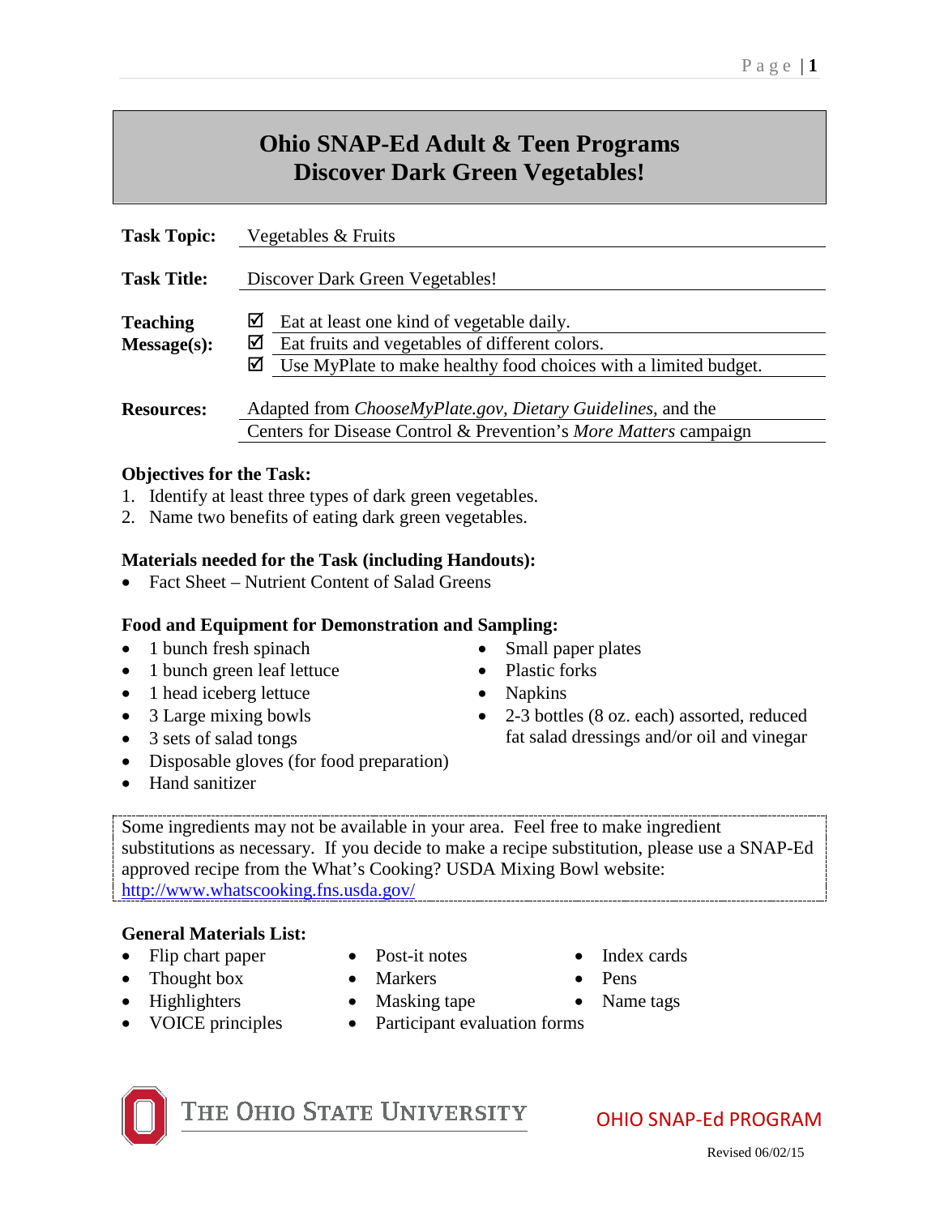# Ohio SNAP-Ed Adult & Teen Programs
# Discover Dark Green Vegetables!

**Task Topic:** Vegetables & Fruits

**Task Title:** Discover Dark Green Vegetables!

**Teaching Message(s):**
- ☑ Eat at least one kind of vegetable daily.
- ☑ Eat fruits and vegetables of different colors.
- ☑ Use MyPlate to make healthy food choices with a limited budget.

**Resources:** Adapted from *ChooseMyPlate.gov*, *Dietary Guidelines*, and the Centers for Disease Control & Prevention's *More Matters* campaign

**Objectives for the Task:**
1. Identify at least three types of dark green vegetables.
2. Name two benefits of eating dark green vegetables.

**Materials needed for the Task (including Handouts):**
- Fact Sheet – Nutrient Content of Salad Greens

**Food and Equipment for Demonstration and Sampling:**
- 1 bunch fresh spinach
- 1 bunch green leaf lettuce
- 1 head iceberg lettuce
- 3 Large mixing bowls
- 3 sets of salad tongs
- Disposable gloves (for food preparation)
- Hand sanitizer
- Small paper plates
- Plastic forks
- Napkins
- 2-3 bottles (8 oz. each) assorted, reduced fat salad dressings and/or oil and vinegar

Some ingredients may not be available in your area. Feel free to make ingredient substitutions as necessary. If you decide to make a recipe substitution, please use a SNAP-Ed approved recipe from the What's Cooking? USDA Mixing Bowl website: http://www.whatscooking.fns.usda.gov/

**General Materials List:**
- Flip chart paper
- Thought box
- Highlighters
- VOICE principles
- Post-it notes
- Markers
- Masking tape
- Participant evaluation forms
- Index cards
- Pens
- Name tags

THE OHIO STATE UNIVERSITY

OHIO SNAP-Ed PROGRAM

Revised 06/02/15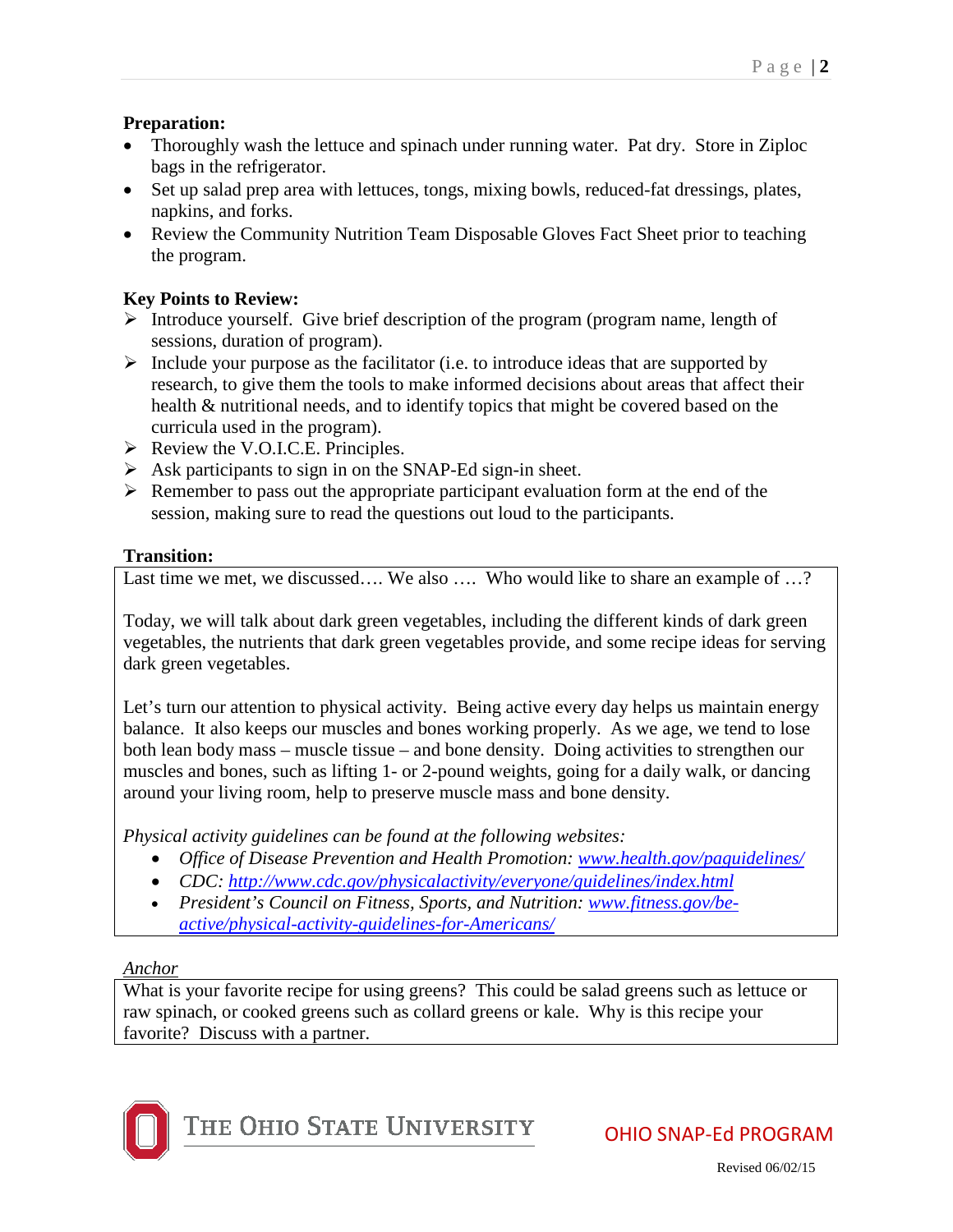**Preparation:**

- Thoroughly wash the lettuce and spinach under running water. Pat dry. Store in Ziploc bags in the refrigerator.
- Set up salad prep area with lettuces, tongs, mixing bowls, reduced-fat dressings, plates, napkins, and forks.
- Review the Community Nutrition Team Disposable Gloves Fact Sheet prior to teaching the program.

**Key Points to Review:**

- Introduce yourself. Give brief description of the program (program name, length of sessions, duration of program).
- Include your purpose as the facilitator (i.e. to introduce ideas that are supported by research, to give them the tools to make informed decisions about areas that affect their health & nutritional needs, and to identify topics that might be covered based on the curricula used in the program).
- Review the V.O.I.C.E. Principles.
- Ask participants to sign in on the SNAP-Ed sign-in sheet.
- Remember to pass out the appropriate participant evaluation form at the end of the session, making sure to read the questions out loud to the participants.

**Transition:**

Last time we met, we discussed…. We also …. Who would like to share an example of …?

Today, we will talk about dark green vegetables, including the different kinds of dark green vegetables, the nutrients that dark green vegetables provide, and some recipe ideas for serving dark green vegetables.

Let's turn our attention to physical activity. Being active every day helps us maintain energy balance. It also keeps our muscles and bones working properly. As we age, we tend to lose both lean body mass – muscle tissue – and bone density. Doing activities to strengthen our muscles and bones, such as lifting 1- or 2-pound weights, going for a daily walk, or dancing around your living room, help to preserve muscle mass and bone density.

*Physical activity guidelines can be found at the following websites:*

- *Office of Disease Prevention and Health Promotion: [www.health.gov/paguidelines/](www.health.gov/paguidelines/)*
- *CDC: [http://www.cdc.gov/physicalactivity/everyone/guidelines/index.html](http://www.cdc.gov/physicalactivity/everyone/guidelines/index.html)*
- *President's Council on Fitness, Sports, and Nutrition: [www.fitness.gov/be-active/physical-activity-guidelines-for-Americans/](www.fitness.gov/be-active/physical-activity-guidelines-for-Americans/)*

*Anchor*

What is your favorite recipe for using greens? This could be salad greens such as lettuce or raw spinach, or cooked greens such as collard greens or kale. Why is this recipe your favorite? Discuss with a partner.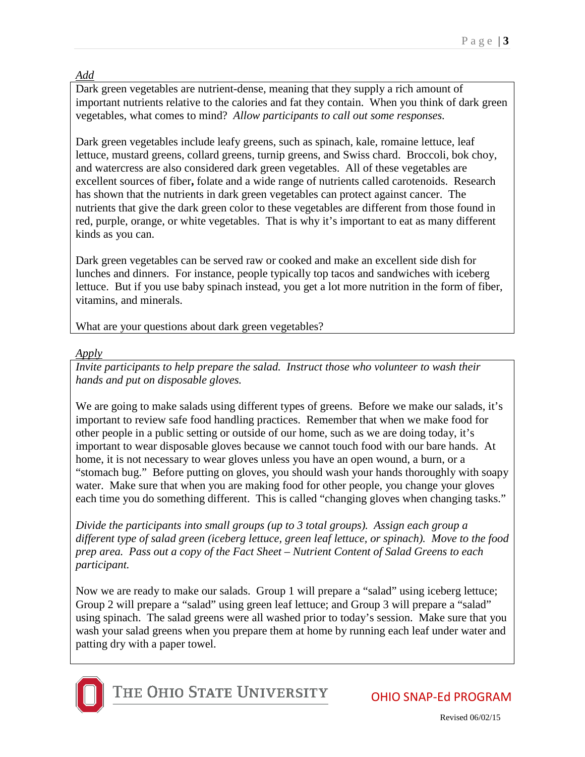*Add*

Dark green vegetables are nutrient-dense, meaning that they supply a rich amount of important nutrients relative to the calories and fat they contain. When you think of dark green vegetables, what comes to mind? *Allow participants to call out some responses.*

Dark green vegetables include leafy greens, such as spinach, kale, romaine lettuce, leaf lettuce, mustard greens, collard greens, turnip greens, and Swiss chard. Broccoli, bok choy, and watercress are also considered dark green vegetables. All of these vegetables are excellent sources of fiber**,** folate and a wide range of nutrients called carotenoids. Research has shown that the nutrients in dark green vegetables can protect against cancer. The nutrients that give the dark green color to these vegetables are different from those found in red, purple, orange, or white vegetables. That is why it's important to eat as many different kinds as you can.

Dark green vegetables can be served raw or cooked and make an excellent side dish for lunches and dinners. For instance, people typically top tacos and sandwiches with iceberg lettuce. But if you use baby spinach instead, you get a lot more nutrition in the form of fiber, vitamins, and minerals.

What are your questions about dark green vegetables?

*Apply*

*Invite participants to help prepare the salad. Instruct those who volunteer to wash their hands and put on disposable gloves.*

We are going to make salads using different types of greens. Before we make our salads, it's important to review safe food handling practices. Remember that when we make food for other people in a public setting or outside of our home, such as we are doing today, it's important to wear disposable gloves because we cannot touch food with our bare hands. At home, it is not necessary to wear gloves unless you have an open wound, a burn, or a "stomach bug." Before putting on gloves, you should wash your hands thoroughly with soapy water. Make sure that when you are making food for other people, you change your gloves each time you do something different. This is called "changing gloves when changing tasks."

*Divide the participants into small groups (up to 3 total groups). Assign each group a different type of salad green (iceberg lettuce, green leaf lettuce, or spinach). Move to the food prep area. Pass out a copy of the Fact Sheet – Nutrient Content of Salad Greens to each participant.*

Now we are ready to make our salads. Group 1 will prepare a "salad" using iceberg lettuce; Group 2 will prepare a "salad" using green leaf lettuce; and Group 3 will prepare a "salad" using spinach. The salad greens were all washed prior to today's session. Make sure that you wash your salad greens when you prepare them at home by running each leaf under water and patting dry with a paper towel.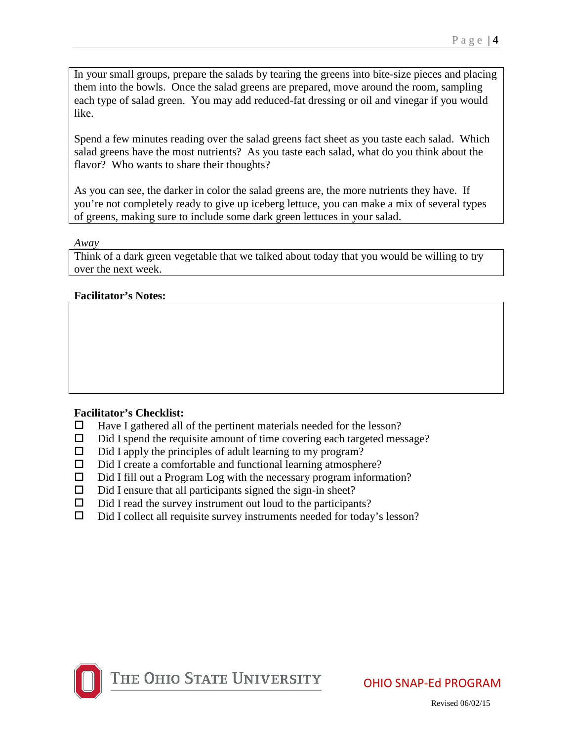In your small groups, prepare the salads by tearing the greens into bite-size pieces and placing them into the bowls. Once the salad greens are prepared, move around the room, sampling each type of salad green. You may add reduced-fat dressing or oil and vinegar if you would like.

Spend a few minutes reading over the salad greens fact sheet as you taste each salad. Which salad greens have the most nutrients? As you taste each salad, what do you think about the flavor? Who wants to share their thoughts?

As you can see, the darker in color the salad greens are, the more nutrients they have. If you're not completely ready to give up iceberg lettuce, you can make a mix of several types of greens, making sure to include some dark green lettuces in your salad.

*Away*

Think of a dark green vegetable that we talked about today that you would be willing to try over the next week.

**Facilitator's Notes:**

**Facilitator's Checklist:**

- ☐ Have I gathered all of the pertinent materials needed for the lesson?
- ☐ Did I spend the requisite amount of time covering each targeted message?
- ☐ Did I apply the principles of adult learning to my program?
- ☐ Did I create a comfortable and functional learning atmosphere?
- ☐ Did I fill out a Program Log with the necessary program information?
- ☐ Did I ensure that all participants signed the sign-in sheet?
- ☐ Did I read the survey instrument out loud to the participants?
- ☐ Did I collect all requisite survey instruments needed for today's lesson?

THE OHIO STATE UNIVERSITY

OHIO SNAP-Ed PROGRAM

Revised 06/02/15